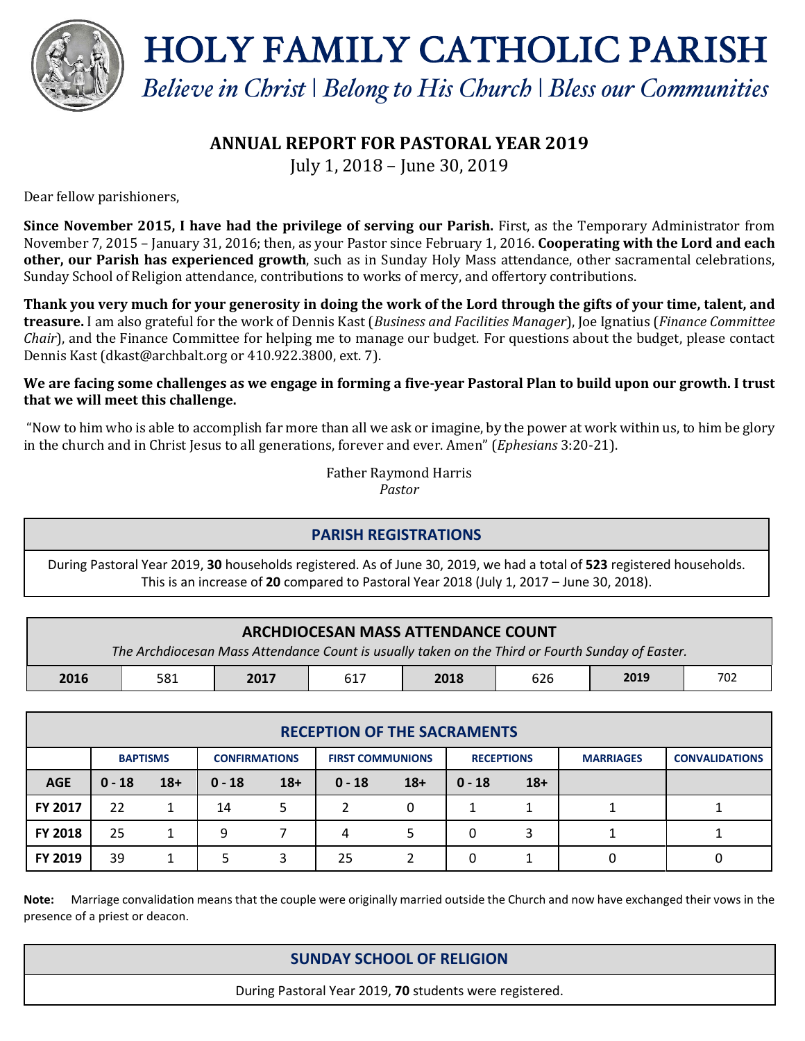# HOLY FAMILY CATHOLIC PARISH

*Believe in Christ | Belong to His Church | Bless our Communities*

## ANNUAL REPORT FOR PASTORAL YEAR 2019

July 1, 2018 – June 30, 2019

Dear fellow parishioners,

**Since November 2015, I have had the privilege of serving our Parish.** First, as the Temporary Administrator from November 7, 2015 – January 31, 2016; then, as your Pastor since February 1, 2016. **Cooperating with the Lord and each other, our Parish has experienced growth**, such as in Sunday Holy Mass attendance, other sacramental celebrations, Sunday School of Religion attendance, contributions to works of mercy, and offertory contributions.

**Thank you very much for your generosity in doing the work of the Lord through the gifts of your time, talent, and treasure.** I am also grateful for the work of Dennis Kast (*Business and Facilities Manager*), Joe Ignatius (*Finance Committee Chair*), and the Finance Committee for helping me to manage our budget. For questions about the budget, please contact Dennis Kast (dkast@archbalt.org or 410.922.3800, ext. 7).

**We are facing some challenges as we engage in forming a five-year Pastoral Plan to build upon our growth. I trust that we will meet this challenge.**

"Now to him who is able to accomplish far more than all we ask or imagine, by the power at work within us, to him be glory in the church and in Christ Jesus to all generations, forever and ever. Amen" (*Ephesians* 3:20-21).

Father Raymond Harris
*Pastor*

### PARISH REGISTRATIONS

During Pastoral Year 2019, **30** households registered. As of June 30, 2019, we had a total of **523** registered households. This is an increase of **20** compared to Pastoral Year 2018 (July 1, 2017 – June 30, 2018).

### ARCHDIOCESAN MASS ATTENDANCE COUNT

*The Archdiocesan Mass Attendance Count is usually taken on the Third or Fourth Sunday of Easter.*

| **2016** | 581 | **2017** | 617 | **2018** | 626 | **2019** | 702 |
|---|---|---|---|---|---|---|---|

### RECEPTION OF THE SACRAMENTS

| | BAPTISMS | | CONFIRMATIONS | | FIRST COMMUNIONS | | RECEPTIONS | | MARRIAGES | CONVALIDATIONS |
|---|---|---|---|---|---|---|---|---|---|---|
| **AGE** | **0 - 18** | **18+** | **0 - 18** | **18+** | **0 - 18** | **18+** | **0 - 18** | **18+** | | |
| **FY 2017** | 22 | 1 | 14 | 5 | 2 | 0 | 1 | 1 | 1 | 1 |
| **FY 2018** | 25 | 1 | 9 | 7 | 4 | 5 | 0 | 3 | 1 | 1 |
| **FY 2019** | 39 | 1 | 5 | 3 | 25 | 2 | 0 | 1 | 0 | 0 |

**Note:** Marriage convalidation means that the couple were originally married outside the Church and now have exchanged their vows in the presence of a priest or deacon.

### SUNDAY SCHOOL OF RELIGION

During Pastoral Year 2019, **70** students were registered.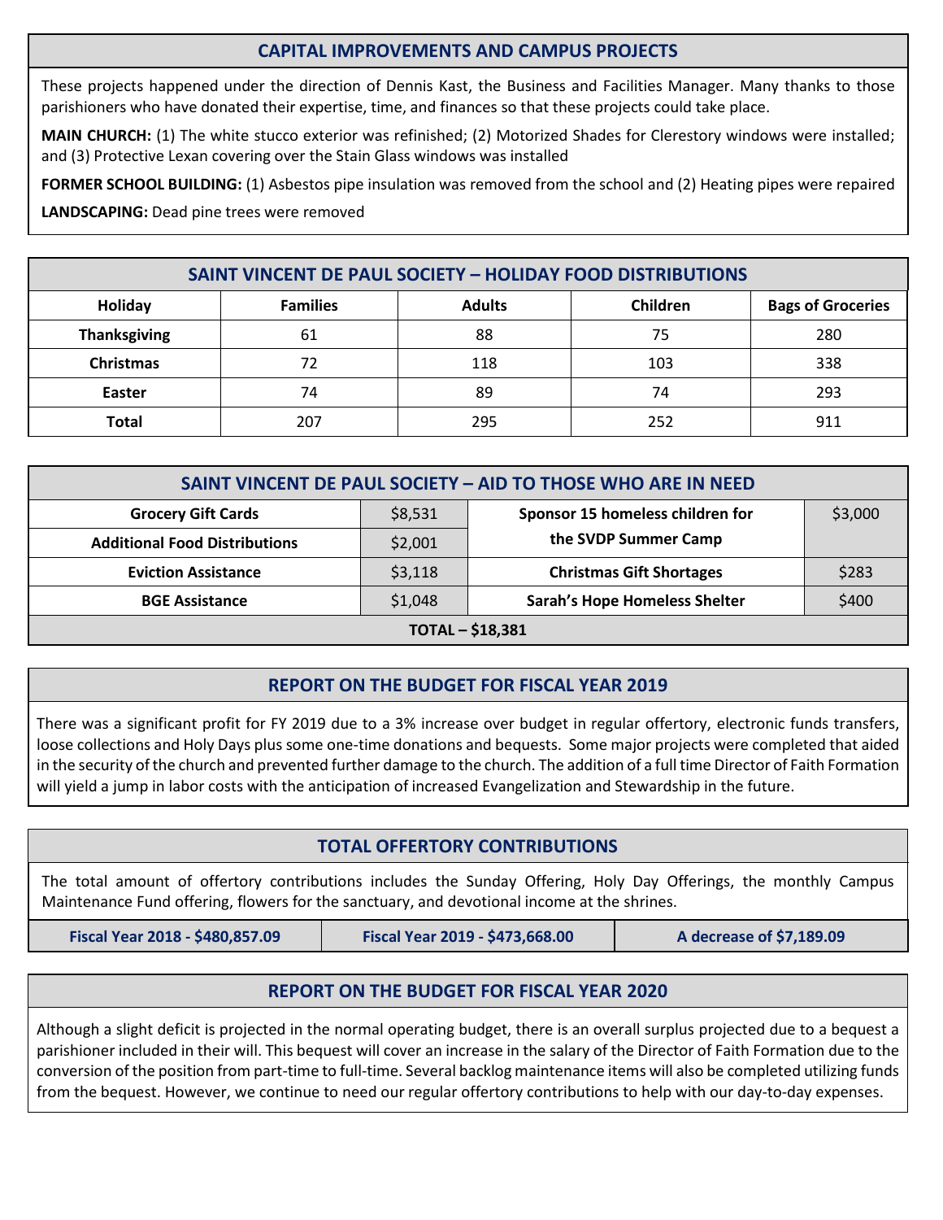## CAPITAL IMPROVEMENTS AND CAMPUS PROJECTS

These projects happened under the direction of Dennis Kast, the Business and Facilities Manager. Many thanks to those parishioners who have donated their expertise, time, and finances so that these projects could take place.

**MAIN CHURCH:** (1) The white stucco exterior was refinished; (2) Motorized Shades for Clerestory windows were installed; and (3) Protective Lexan covering over the Stain Glass windows was installed

**FORMER SCHOOL BUILDING:** (1) Asbestos pipe insulation was removed from the school and (2) Heating pipes were repaired

**LANDSCAPING:** Dead pine trees were removed

## SAINT VINCENT DE PAUL SOCIETY – HOLIDAY FOOD DISTRIBUTIONS

| Holiday | Families | Adults | Children | Bags of Groceries |
|---|---|---|---|---|
| **Thanksgiving** | 61 | 88 | 75 | 280 |
| **Christmas** | 72 | 118 | 103 | 338 |
| **Easter** | 74 | 89 | 74 | 293 |
| **Total** | 207 | 295 | 252 | 911 |

## SAINT VINCENT DE PAUL SOCIETY – AID TO THOSE WHO ARE IN NEED

| | | | |
|---|---|---|---|
| **Grocery Gift Cards** | $8,531 | **Sponsor 15 homeless children for the SVDP Summer Camp** | $3,000 |
| **Additional Food Distributions** | $2,001 | | |
| **Eviction Assistance** | $3,118 | **Christmas Gift Shortages** | $283 |
| **BGE Assistance** | $1,048 | **Sarah's Hope Homeless Shelter** | $400 |
| **TOTAL – $18,381** | | | |

## REPORT ON THE BUDGET FOR FISCAL YEAR 2019

There was a significant profit for FY 2019 due to a 3% increase over budget in regular offertory, electronic funds transfers, loose collections and Holy Days plus some one-time donations and bequests. Some major projects were completed that aided in the security of the church and prevented further damage to the church. The addition of a full time Director of Faith Formation will yield a jump in labor costs with the anticipation of increased Evangelization and Stewardship in the future.

## TOTAL OFFERTORY CONTRIBUTIONS

The total amount of offertory contributions includes the Sunday Offering, Holy Day Offerings, the monthly Campus Maintenance Fund offering, flowers for the sanctuary, and devotional income at the shrines.

| Fiscal Year 2018 - $480,857.09 | Fiscal Year 2019 - $473,668.00 | A decrease of $7,189.09 |
|---|---|---|

## REPORT ON THE BUDGET FOR FISCAL YEAR 2020

Although a slight deficit is projected in the normal operating budget, there is an overall surplus projected due to a bequest a parishioner included in their will. This bequest will cover an increase in the salary of the Director of Faith Formation due to the conversion of the position from part-time to full-time. Several backlog maintenance items will also be completed utilizing funds from the bequest. However, we continue to need our regular offertory contributions to help with our day-to-day expenses.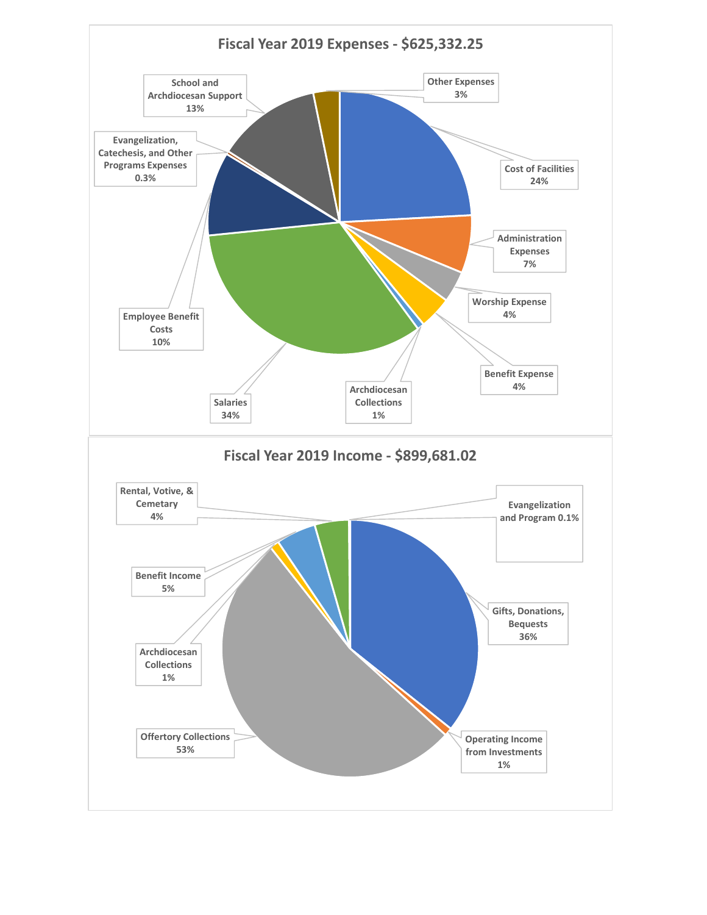## Fiscal Year 2019 Expenses - $625,332.25

- Cost of Facilities 24%
- Administration Expenses 7%
- Worship Expense 4%
- Benefit Expense 4%
- Archdiocesan Collections 1%
- Salaries 34%
- Employee Benefit Costs 10%
- Evangelization, Catechesis, and Other Programs Expenses 0.3%
- School and Archdiocesan Support 13%
- Other Expenses 3%

## Fiscal Year 2019 Income - $899,681.02

- Gifts, Donations, Bequests 36%
- Operating Income from Investments 1%
- Offertory Collections 53%
- Archdiocesan Collections 1%
- Benefit Income 5%
- Rental, Votive, & Cemetary 4%
- Evangelization and Program 0.1%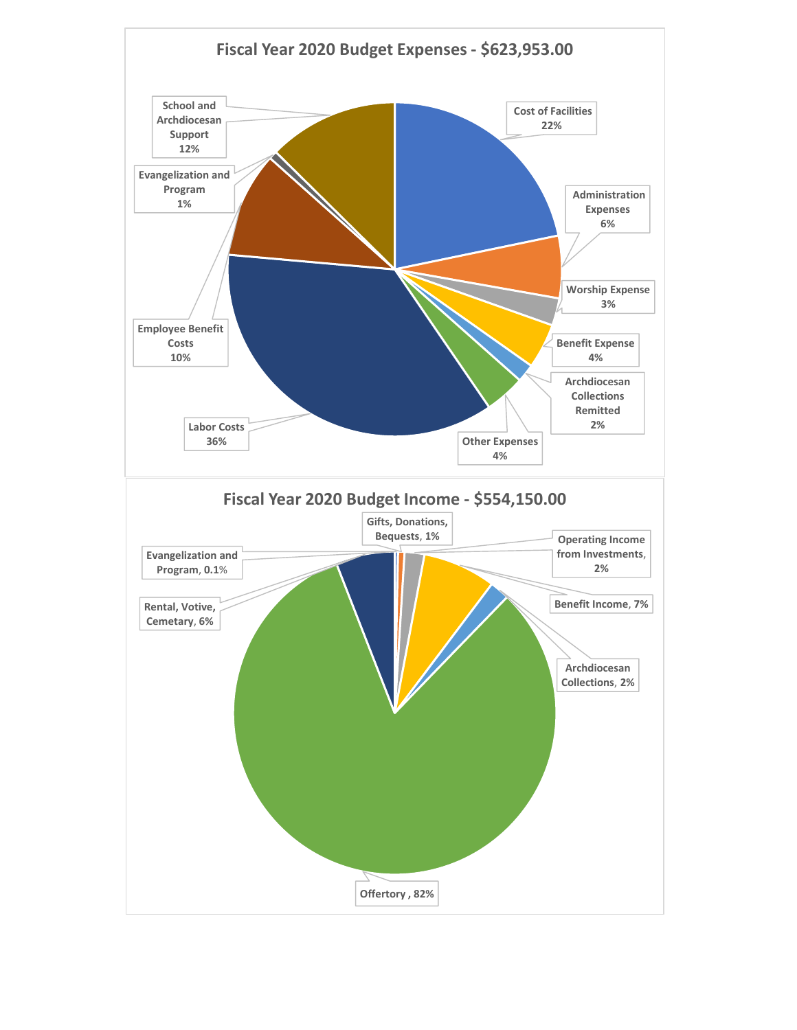## Fiscal Year 2020 Budget Expenses - $623,953.00

Cost of Facilities 22%

Administration Expenses 6%

Worship Expense 3%

Benefit Expense 4%

Archdiocesan Collections Remitted 2%

Other Expenses 4%

Labor Costs 36%

Employee Benefit Costs 10%

Evangelization and Program 1%

School and Archdiocesan Support 12%

## Fiscal Year 2020 Budget Income - $554,150.00

Gifts, Donations, Bequests, 1%

Operating Income from Investments, 2%

Benefit Income, 7%

Archdiocesan Collections, 2%

Offertory , 82%

Rental, Votive, Cemetary, 6%

Evangelization and Program, 0.1%